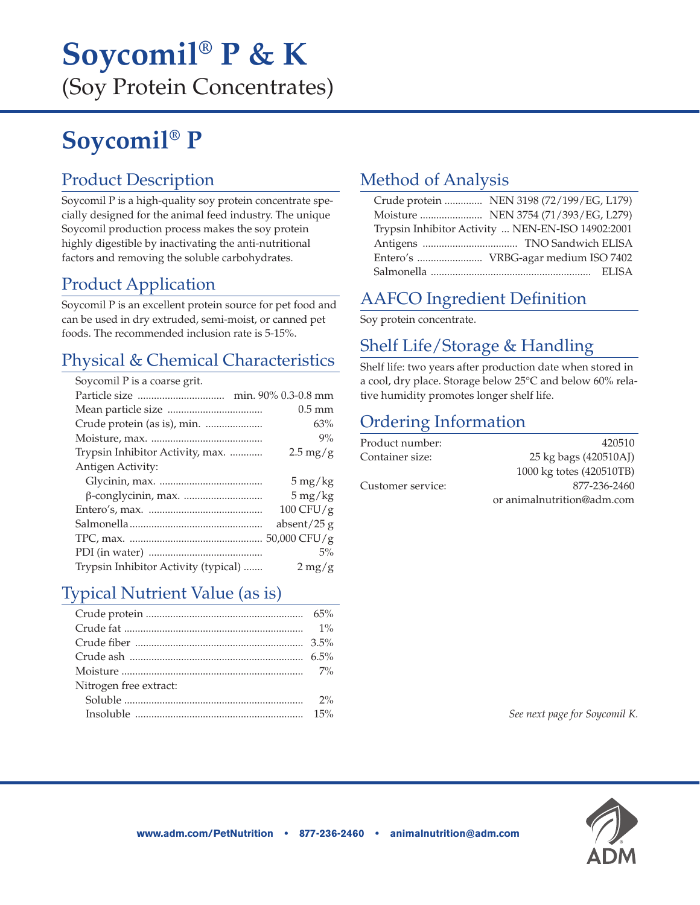# Soycomil® P & K

(Soy Protein Concentrates)

## Soycomil® P

### Product Description

Soycomil P is a high-quality soy protein concentrate specially designed for the animal feed industry. The unique Soycomil production process makes the soy protein highly digestible by inactivating the anti-nutritional factors and removing the soluble carbohydrates.

### Product Application

Soycomil P is an excellent protein source for pet food and can be used in dry extruded, semi-moist, or canned pet foods. The recommended inclusion rate is 5-15%.

### Physical & Chemical Characteristics

Soycomil P is a coarse grit.

| Characteristic | Value |
|---|---|
| Particle size | min. 90% 0.3-0.8 mm |
| Mean particle size | 0.5 mm |
| Crude protein (as is), min. | 63% |
| Moisture, max. | 9% |
| Trypsin Inhibitor Activity, max. | 2.5 mg/g |
| Antigen Activity: | |
| Glycinin, max. | 5 mg/kg |
| β-conglycinin, max. | 5 mg/kg |
| Entero's, max. | 100 CFU/g |
| Salmonella | absent/25 g |
| TPC, max. | 50,000 CFU/g |
| PDI (in water) | 5% |
| Trypsin Inhibitor Activity (typical) | 2 mg/g |

### Typical Nutrient Value (as is)

| Nutrient | Value |
|---|---|
| Crude protein | 65% |
| Crude fat | 1% |
| Crude fiber | 3.5% |
| Crude ash | 6.5% |
| Moisture | 7% |
| Nitrogen free extract: | |
| Soluble | 2% |
| Insoluble | 15% |

### Method of Analysis

| Analysis | Method |
|---|---|
| Crude protein | NEN 3198 (72/199/EG, L179) |
| Moisture | NEN 3754 (71/393/EG, L279) |
| Trypsin Inhibitor Activity | NEN-EN-ISO 14902:2001 |
| Antigens | TNO Sandwich ELISA |
| Entero's | VRBG-agar medium ISO 7402 |
| Salmonella | ELISA |

### AAFCO Ingredient Definition

Soy protein concentrate.

### Shelf Life/Storage & Handling

Shelf life: two years after production date when stored in a cool, dry place. Storage below 25°C and below 60% relative humidity promotes longer shelf life.

### Ordering Information

| | |
|---|---|
| Product number: | 420510 |
| Container size: | 25 kg bags (420510AJ) |
| | 1000 kg totes (420510TB) |
| Customer service: | 877-236-2460 |
| | or animalnutrition@adm.com |

*See next page for Soycomil K.*

**www.adm.com/PetNutrition • 877-236-2460 • animalnutrition@adm.com**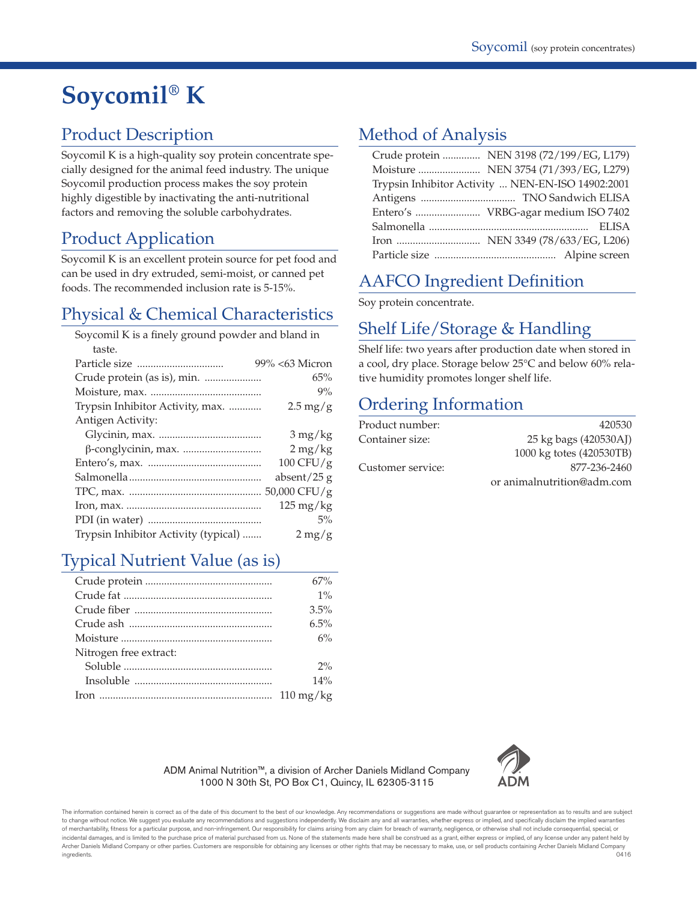# Soycomil® K

## Product Description

Soycomil K is a high-quality soy protein concentrate specially designed for the animal feed industry. The unique Soycomil production process makes the soy protein highly digestible by inactivating the anti-nutritional factors and removing the soluble carbohydrates.

## Product Application

Soycomil K is an excellent protein source for pet food and can be used in dry extruded, semi-moist, or canned pet foods. The recommended inclusion rate is 5-15%.

## Physical & Chemical Characteristics

Soycomil K is a finely ground powder and bland in taste.

| | |
|---|---|
| Particle size | 99% <63 Micron |
| Crude protein (as is), min. | 65% |
| Moisture, max. | 9% |
| Trypsin Inhibitor Activity, max. | 2.5 mg/g |
| Antigen Activity: | |
| Glycinin, max. | 3 mg/kg |
| β-conglycinin, max. | 2 mg/kg |
| Entero's, max. | 100 CFU/g |
| Salmonella | absent/25 g |
| TPC, max. | 50,000 CFU/g |
| Iron, max. | 125 mg/kg |
| PDI (in water) | 5% |
| Trypsin Inhibitor Activity (typical) | 2 mg/g |

## Typical Nutrient Value (as is)

| | |
|---|---|
| Crude protein | 67% |
| Crude fat | 1% |
| Crude fiber | 3.5% |
| Crude ash | 6.5% |
| Moisture | 6% |
| Nitrogen free extract: | |
| Soluble | 2% |
| Insoluble | 14% |
| Iron | 110 mg/kg |

## Method of Analysis

| | |
|---|---|
| Crude protein | NEN 3198 (72/199/EG, L179) |
| Moisture | NEN 3754 (71/393/EG, L279) |
| Trypsin Inhibitor Activity | NEN-EN-ISO 14902:2001 |
| Antigens | TNO Sandwich ELISA |
| Entero's | VRBG-agar medium ISO 7402 |
| Salmonella | ELISA |
| Iron | NEN 3349 (78/633/EG, L206) |
| Particle size | Alpine screen |

## AAFCO Ingredient Definition

Soy protein concentrate.

## Shelf Life/Storage & Handling

Shelf life: two years after production date when stored in a cool, dry place. Storage below 25°C and below 60% relative humidity promotes longer shelf life.

## Ordering Information

| | |
|---|---|
| Product number: | 420530 |
| Container size: | 25 kg bags (420530AJ) |
| | 1000 kg totes (420530TB) |
| Customer service: | 877-236-2460 |
| | or animalnutrition@adm.com |

ADM Animal Nutrition™, a division of Archer Daniels Midland Company
1000 N 30th St, PO Box C1, Quincy, IL 62305-3115

The information contained herein is correct as of the date of this document to the best of our knowledge. Any recommendations or suggestions are made without guarantee or representation as to results and are subject to change without notice. We suggest you evaluate any recommendations and suggestions independently. We disclaim any and all warranties, whether express or implied, and specifically disclaim the implied warranties of merchantability, fitness for a particular purpose, and non-infringement. Our responsibility for claims arising from any claim for breach of warranty, negligence, or otherwise shall not include consequential, special, or incidental damages, and is limited to the purchase price of material purchased from us. None of the statements made here shall be construed as a grant, either express or implied, of any license under any patent held by Archer Daniels Midland Company or other parties. Customers are responsible for obtaining any licenses or other rights that may be necessary to make, use, or sell products containing Archer Daniels Midland Company ingredients.

0416